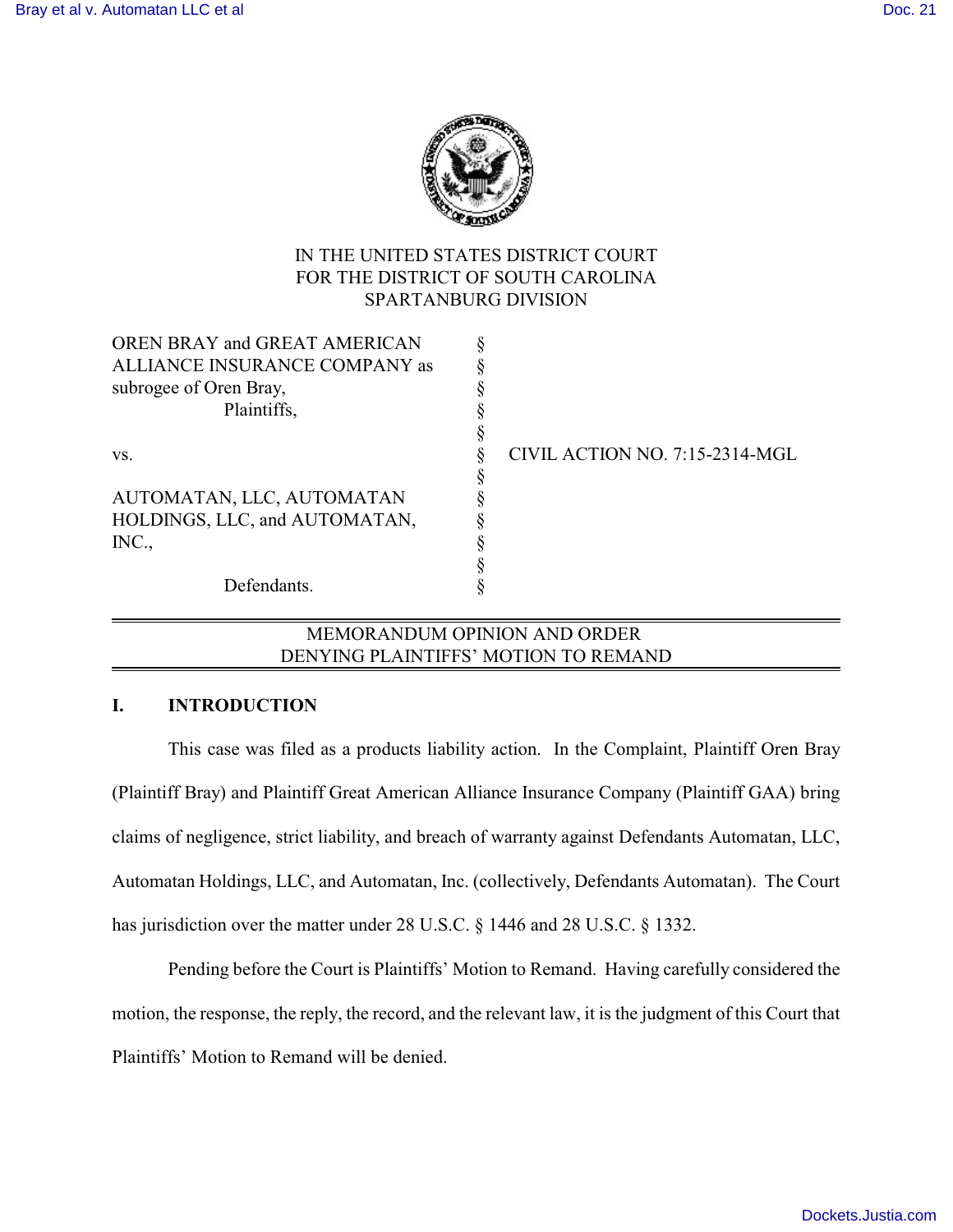IN THE UNITED STATES DISTRICT COURT
FOR THE DISTRICT OF SOUTH CAROLINA
SPARTANBURG DIVISION

| | | |
|---|---|---|
| OREN BRAY and GREAT AMERICAN ALLIANCE INSURANCE COMPANY as subrogee of Oren Bray, Plaintiffs, | § | |
| vs. | § | CIVIL ACTION NO. 7:15-2314-MGL |
| AUTOMATAN, LLC, AUTOMATAN HOLDINGS, LLC, and AUTOMATAN, INC., Defendants. | § | |

MEMORANDUM OPINION AND ORDER
DENYING PLAINTIFFS' MOTION TO REMAND

## I. INTRODUCTION

This case was filed as a products liability action. In the Complaint, Plaintiff Oren Bray (Plaintiff Bray) and Plaintiff Great American Alliance Insurance Company (Plaintiff GAA) bring claims of negligence, strict liability, and breach of warranty against Defendants Automatan, LLC, Automatan Holdings, LLC, and Automatan, Inc. (collectively, Defendants Automatan). The Court has jurisdiction over the matter under 28 U.S.C. § 1446 and 28 U.S.C. § 1332.

Pending before the Court is Plaintiffs' Motion to Remand. Having carefully considered the motion, the response, the reply, the record, and the relevant law, it is the judgment of this Court that Plaintiffs' Motion to Remand will be denied.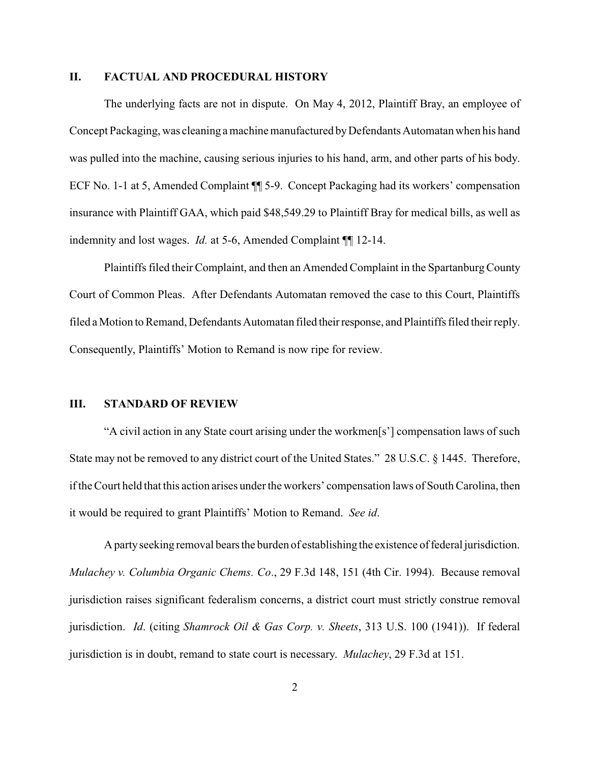## II. FACTUAL AND PROCEDURAL HISTORY

The underlying facts are not in dispute. On May 4, 2012, Plaintiff Bray, an employee of Concept Packaging, was cleaning a machine manufactured by Defendants Automatan when his hand was pulled into the machine, causing serious injuries to his hand, arm, and other parts of his body. ECF No. 1-1 at 5, Amended Complaint ¶¶ 5-9. Concept Packaging had its workers' compensation insurance with Plaintiff GAA, which paid $48,549.29 to Plaintiff Bray for medical bills, as well as indemnity and lost wages. *Id.* at 5-6, Amended Complaint ¶¶ 12-14.

Plaintiffs filed their Complaint, and then an Amended Complaint in the Spartanburg County Court of Common Pleas. After Defendants Automatan removed the case to this Court, Plaintiffs filed a Motion to Remand, Defendants Automatan filed their response, and Plaintiffs filed their reply. Consequently, Plaintiffs' Motion to Remand is now ripe for review.

## III. STANDARD OF REVIEW

"A civil action in any State court arising under the workmen[s'] compensation laws of such State may not be removed to any district court of the United States." 28 U.S.C. § 1445. Therefore, if the Court held that this action arises under the workers' compensation laws of South Carolina, then it would be required to grant Plaintiffs' Motion to Remand. *See id*.

A party seeking removal bears the burden of establishing the existence of federal jurisdiction. *Mulachey v. Columbia Organic Chems. Co*., 29 F.3d 148, 151 (4th Cir. 1994). Because removal jurisdiction raises significant federalism concerns, a district court must strictly construe removal jurisdiction. *Id*. (citing *Shamrock Oil & Gas Corp. v. Sheets*, 313 U.S. 100 (1941)). If federal jurisdiction is in doubt, remand to state court is necessary. *Mulachey*, 29 F.3d at 151.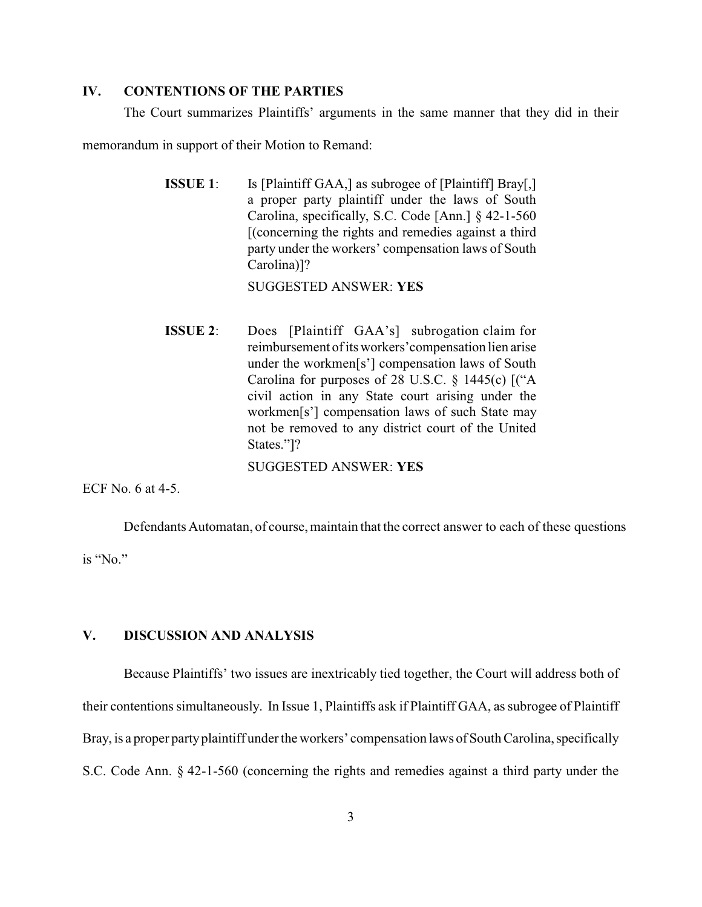## IV. CONTENTIONS OF THE PARTIES

The Court summarizes Plaintiffs' arguments in the same manner that they did in their memorandum in support of their Motion to Remand:

> **ISSUE 1**: Is [Plaintiff GAA,] as subrogee of [Plaintiff] Bray[,] a proper party plaintiff under the laws of South Carolina, specifically, S.C. Code [Ann.] § 42-1-560 [(concerning the rights and remedies against a third party under the workers' compensation laws of South Carolina)]?
>
> SUGGESTED ANSWER: **YES**
>
> **ISSUE 2**: Does [Plaintiff GAA's] subrogation claim for reimbursement of its workers' compensation lien arise under the workmen[s'] compensation laws of South Carolina for purposes of 28 U.S.C. § 1445(c) [("A civil action in any State court arising under the workmen[s'] compensation laws of such State may not be removed to any district court of the United States.")]?
>
> SUGGESTED ANSWER: **YES**

ECF No. 6 at 4-5.

Defendants Automatan, of course, maintain that the correct answer to each of these questions is "No."

## V. DISCUSSION AND ANALYSIS

Because Plaintiffs' two issues are inextricably tied together, the Court will address both of their contentions simultaneously. In Issue 1, Plaintiffs ask if Plaintiff GAA, as subrogee of Plaintiff Bray, is a proper party plaintiff under the workers' compensation laws of South Carolina, specifically S.C. Code Ann. § 42-1-560 (concerning the rights and remedies against a third party under the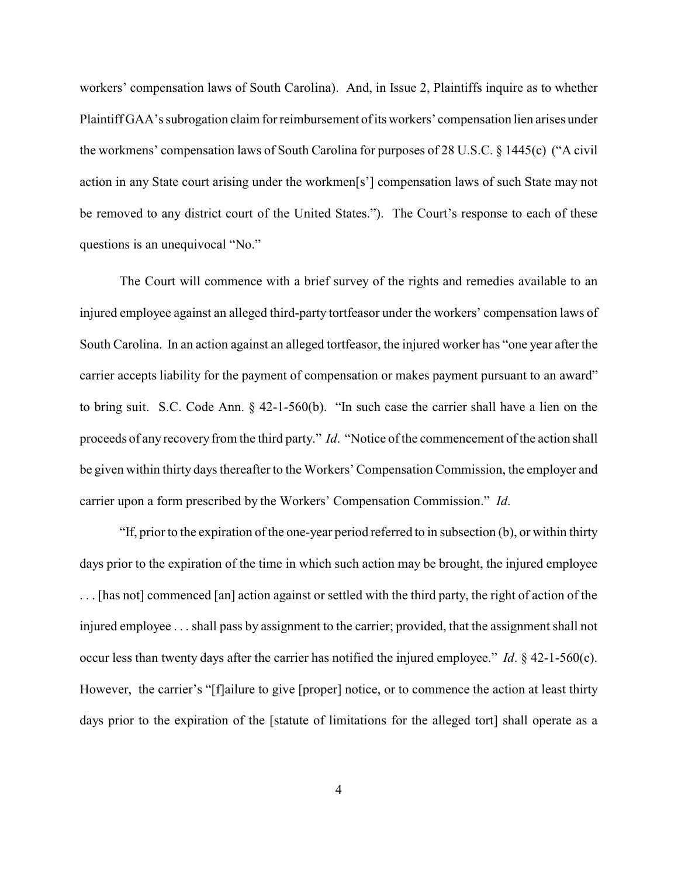workers' compensation laws of South Carolina). And, in Issue 2, Plaintiffs inquire as to whether Plaintiff GAA's subrogation claim for reimbursement of its workers' compensation lien arises under the workmens' compensation laws of South Carolina for purposes of 28 U.S.C. § 1445(c) ("A civil action in any State court arising under the workmen[s'] compensation laws of such State may not be removed to any district court of the United States."). The Court's response to each of these questions is an unequivocal "No."

The Court will commence with a brief survey of the rights and remedies available to an injured employee against an alleged third-party tortfeasor under the workers' compensation laws of South Carolina. In an action against an alleged tortfeasor, the injured worker has "one year after the carrier accepts liability for the payment of compensation or makes payment pursuant to an award" to bring suit. S.C. Code Ann. § 42-1-560(b). "In such case the carrier shall have a lien on the proceeds of any recovery from the third party." *Id*. "Notice of the commencement of the action shall be given within thirty days thereafter to the Workers' Compensation Commission, the employer and carrier upon a form prescribed by the Workers' Compensation Commission." *Id*.

"If, prior to the expiration of the one-year period referred to in subsection (b), or within thirty days prior to the expiration of the time in which such action may be brought, the injured employee . . . [has not] commenced [an] action against or settled with the third party, the right of action of the injured employee . . . shall pass by assignment to the carrier; provided, that the assignment shall not occur less than twenty days after the carrier has notified the injured employee." *Id*. § 42-1-560(c). However, the carrier's "[f]ailure to give [proper] notice, or to commence the action at least thirty days prior to the expiration of the [statute of limitations for the alleged tort] shall operate as a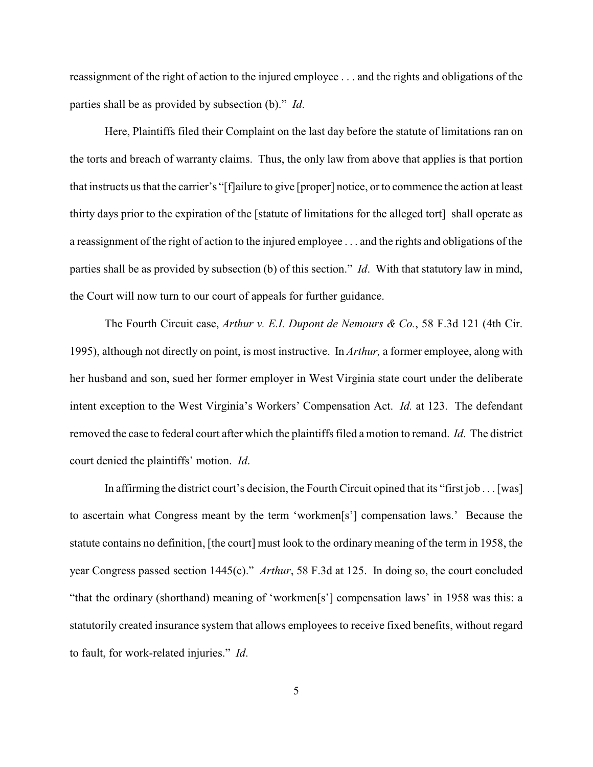reassignment of the right of action to the injured employee . . . and the rights and obligations of the parties shall be as provided by subsection (b)." *Id*.

Here, Plaintiffs filed their Complaint on the last day before the statute of limitations ran on the torts and breach of warranty claims. Thus, the only law from above that applies is that portion that instructs us that the carrier's "[f]ailure to give [proper] notice, or to commence the action at least thirty days prior to the expiration of the [statute of limitations for the alleged tort] shall operate as a reassignment of the right of action to the injured employee . . . and the rights and obligations of the parties shall be as provided by subsection (b) of this section." *Id*. With that statutory law in mind, the Court will now turn to our court of appeals for further guidance.

The Fourth Circuit case, *Arthur v. E.I. Dupont de Nemours & Co.*, 58 F.3d 121 (4th Cir. 1995), although not directly on point, is most instructive. In *Arthur,* a former employee, along with her husband and son, sued her former employer in West Virginia state court under the deliberate intent exception to the West Virginia's Workers' Compensation Act. *Id.* at 123. The defendant removed the case to federal court after which the plaintiffs filed a motion to remand. *Id*. The district court denied the plaintiffs' motion. *Id*.

In affirming the district court's decision, the Fourth Circuit opined that its "first job . . . [was] to ascertain what Congress meant by the term 'workmen[s'] compensation laws.' Because the statute contains no definition, [the court] must look to the ordinary meaning of the term in 1958, the year Congress passed section 1445(c)." *Arthur*, 58 F.3d at 125. In doing so, the court concluded "that the ordinary (shorthand) meaning of 'workmen[s'] compensation laws' in 1958 was this: a statutorily created insurance system that allows employees to receive fixed benefits, without regard to fault, for work-related injuries." *Id*.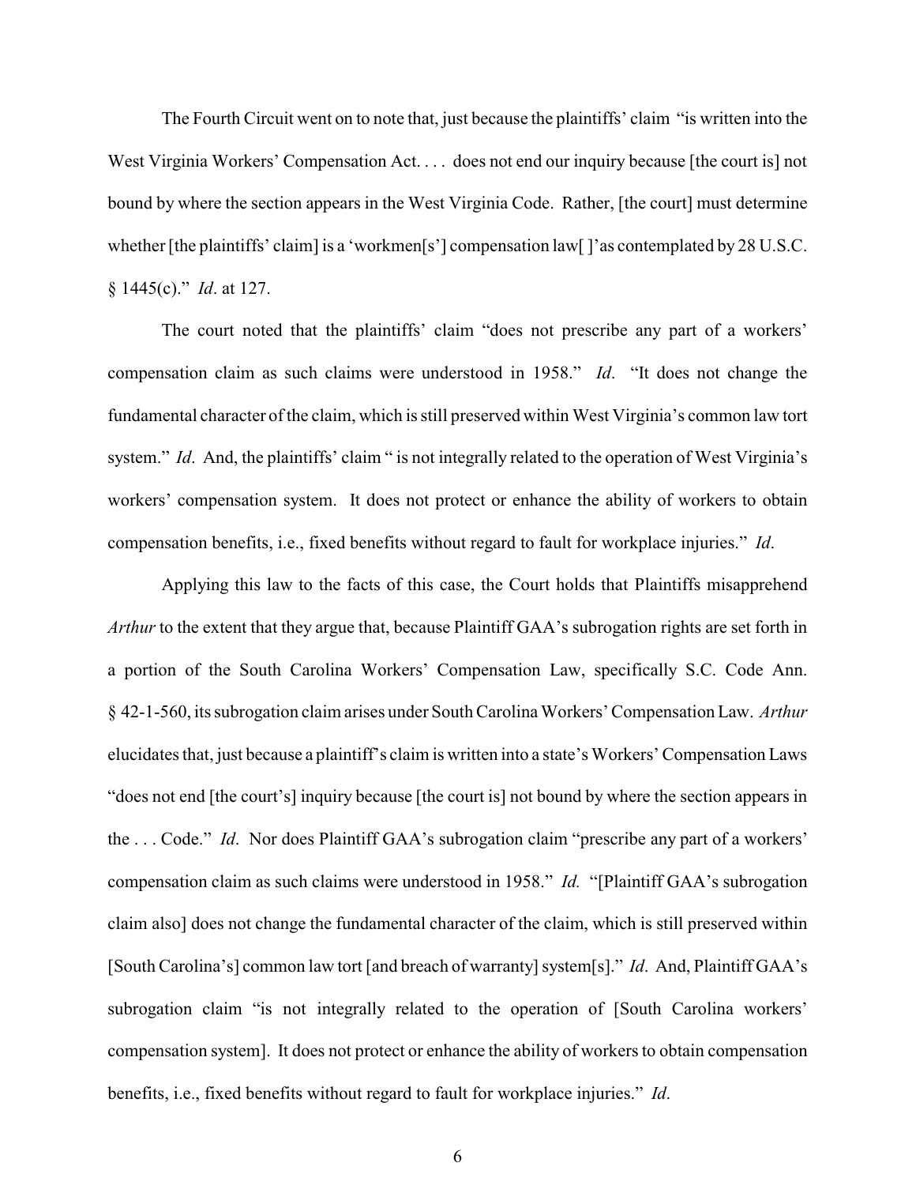The Fourth Circuit went on to note that, just because the plaintiffs' claim "is written into the West Virginia Workers' Compensation Act. . . . does not end our inquiry because [the court is] not bound by where the section appears in the West Virginia Code. Rather, [the court] must determine whether [the plaintiffs' claim] is a 'workmen[s'] compensation law[ ]'as contemplated by 28 U.S.C. § 1445(c)." *Id*. at 127.

The court noted that the plaintiffs' claim "does not prescribe any part of a workers' compensation claim as such claims were understood in 1958." *Id*. "It does not change the fundamental character of the claim, which is still preserved within West Virginia's common law tort system." *Id*. And, the plaintiffs' claim " is not integrally related to the operation of West Virginia's workers' compensation system. It does not protect or enhance the ability of workers to obtain compensation benefits, i.e., fixed benefits without regard to fault for workplace injuries." *Id*.

Applying this law to the facts of this case, the Court holds that Plaintiffs misapprehend *Arthur* to the extent that they argue that, because Plaintiff GAA's subrogation rights are set forth in a portion of the South Carolina Workers' Compensation Law, specifically S.C. Code Ann. § 42-1-560, its subrogation claim arises under South Carolina Workers' Compensation Law. *Arthur* elucidates that, just because a plaintiff's claim is written into a state's Workers' Compensation Laws "does not end [the court's] inquiry because [the court is] not bound by where the section appears in the . . . Code." *Id*. Nor does Plaintiff GAA's subrogation claim "prescribe any part of a workers' compensation claim as such claims were understood in 1958." *Id.* "[Plaintiff GAA's subrogation claim also] does not change the fundamental character of the claim, which is still preserved within [South Carolina's] common law tort [and breach of warranty] system[s]." *Id*. And, Plaintiff GAA's subrogation claim "is not integrally related to the operation of [South Carolina workers' compensation system]. It does not protect or enhance the ability of workers to obtain compensation benefits, i.e., fixed benefits without regard to fault for workplace injuries." *Id*.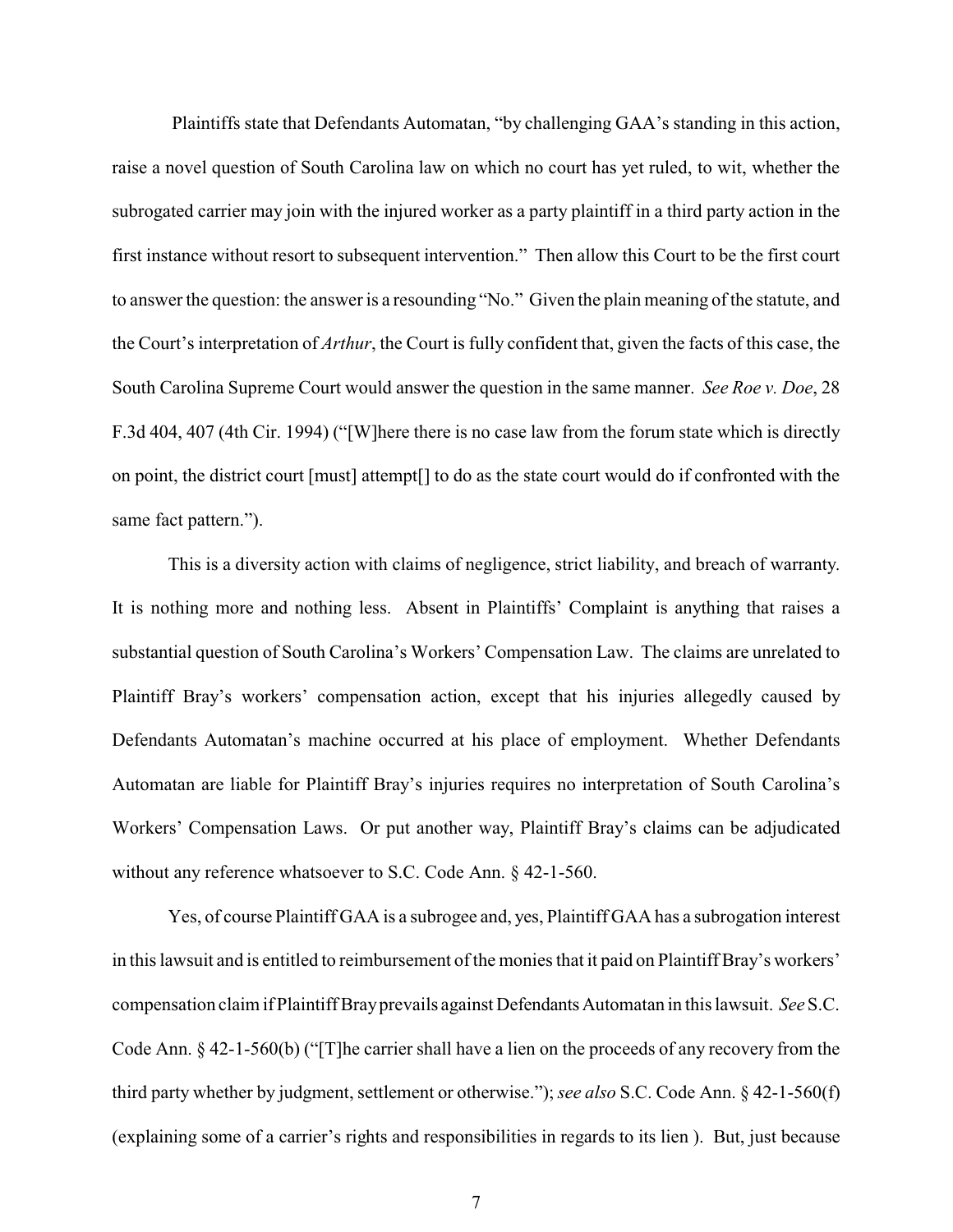Plaintiffs state that Defendants Automatan, "by challenging GAA's standing in this action, raise a novel question of South Carolina law on which no court has yet ruled, to wit, whether the subrogated carrier may join with the injured worker as a party plaintiff in a third party action in the first instance without resort to subsequent intervention." Then allow this Court to be the first court to answer the question: the answer is a resounding "No." Given the plain meaning of the statute, and the Court's interpretation of *Arthur*, the Court is fully confident that, given the facts of this case, the South Carolina Supreme Court would answer the question in the same manner. *See Roe v. Doe*, 28 F.3d 404, 407 (4th Cir. 1994) ("[W]here there is no case law from the forum state which is directly on point, the district court [must] attempt[] to do as the state court would do if confronted with the same fact pattern.").

This is a diversity action with claims of negligence, strict liability, and breach of warranty. It is nothing more and nothing less. Absent in Plaintiffs' Complaint is anything that raises a substantial question of South Carolina's Workers' Compensation Law. The claims are unrelated to Plaintiff Bray's workers' compensation action, except that his injuries allegedly caused by Defendants Automatan's machine occurred at his place of employment. Whether Defendants Automatan are liable for Plaintiff Bray's injuries requires no interpretation of South Carolina's Workers' Compensation Laws. Or put another way, Plaintiff Bray's claims can be adjudicated without any reference whatsoever to S.C. Code Ann. § 42-1-560.

Yes, of course Plaintiff GAA is a subrogee and, yes, Plaintiff GAA has a subrogation interest in this lawsuit and is entitled to reimbursement of the monies that it paid on Plaintiff Bray's workers' compensation claim if Plaintiff Bray prevails against Defendants Automatan in this lawsuit. *See* S.C. Code Ann. § 42-1-560(b) ("[T]he carrier shall have a lien on the proceeds of any recovery from the third party whether by judgment, settlement or otherwise."); *see also* S.C. Code Ann. § 42-1-560(f) (explaining some of a carrier's rights and responsibilities in regards to its lien ). But, just because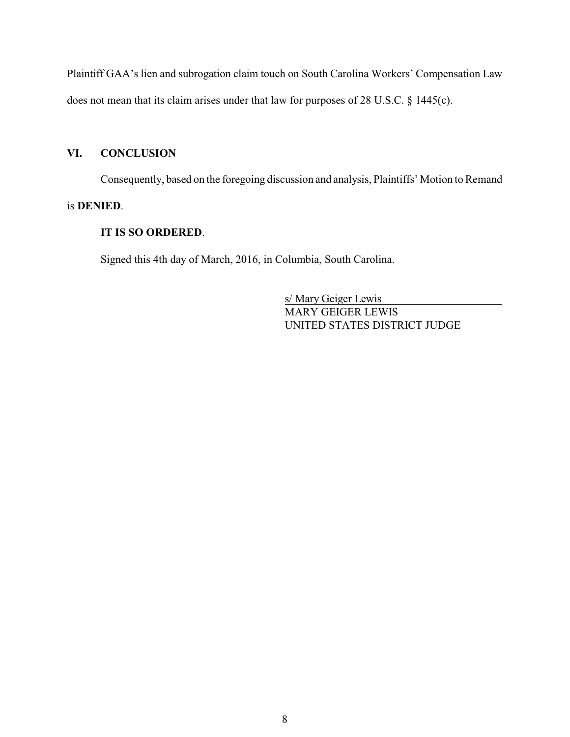Plaintiff GAA's lien and subrogation claim touch on South Carolina Workers' Compensation Law does not mean that its claim arises under that law for purposes of 28 U.S.C. § 1445(c).

## VI. CONCLUSION

Consequently, based on the foregoing discussion and analysis, Plaintiffs' Motion to Remand is **DENIED**.

**IT IS SO ORDERED**.

Signed this 4th day of March, 2016, in Columbia, South Carolina.

s/ Mary Geiger Lewis
MARY GEIGER LEWIS
UNITED STATES DISTRICT JUDGE